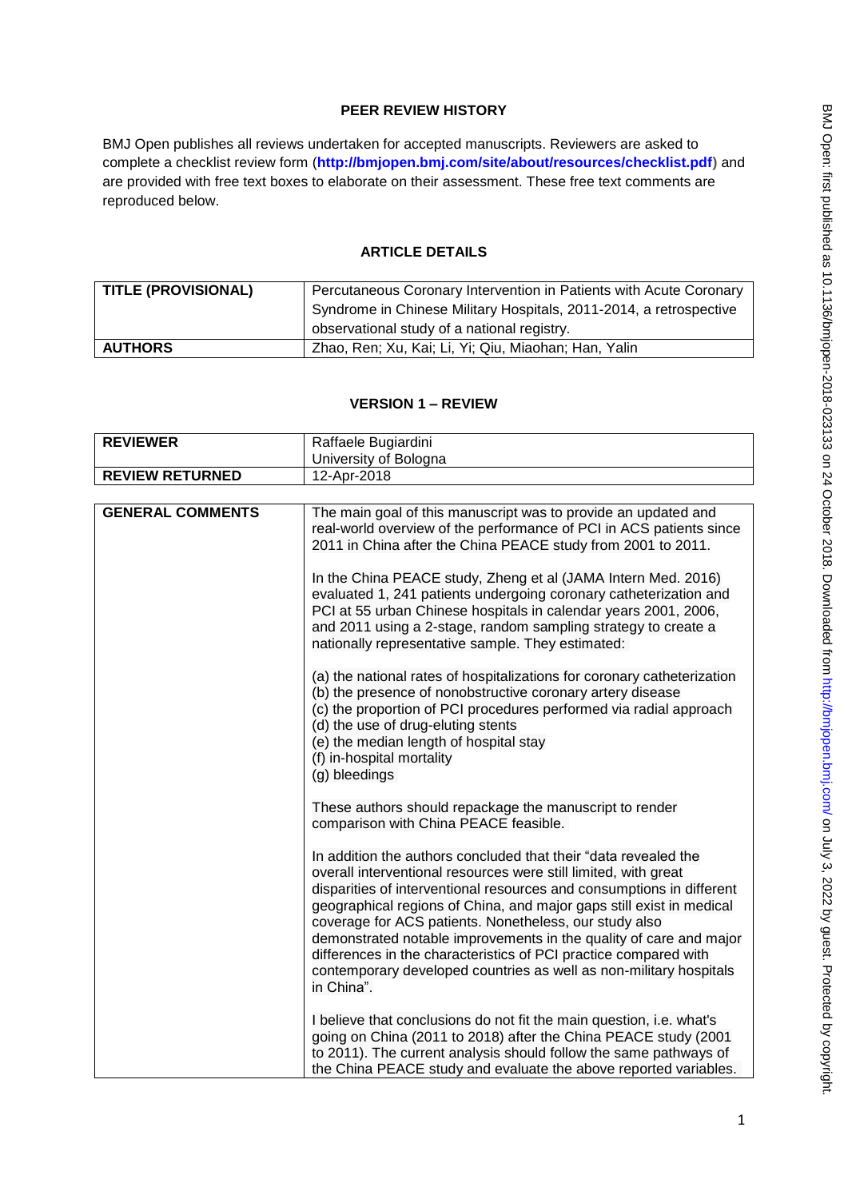## PEER REVIEW HISTORY

BMJ Open publishes all reviews undertaken for accepted manuscripts. Reviewers are asked to complete a checklist review form (**http://bmjopen.bmj.com/site/about/resources/checklist.pdf**) and are provided with free text boxes to elaborate on their assessment. These free text comments are reproduced below.

## ARTICLE DETAILS

| | |
|---|---|
| **TITLE (PROVISIONAL)** | Percutaneous Coronary Intervention in Patients with Acute Coronary Syndrome in Chinese Military Hospitals, 2011-2014, a retrospective observational study of a national registry. |
| **AUTHORS** | Zhao, Ren; Xu, Kai; Li, Yi; Qiu, Miaohan; Han, Yalin |

## VERSION 1 – REVIEW

| | |
|---|---|
| **REVIEWER** | Raffaele Bugiardini<br>University of Bologna |
| **REVIEW RETURNED** | 12-Apr-2018 |

| | |
|---|---|
| **GENERAL COMMENTS** | The main goal of this manuscript was to provide an updated and real-world overview of the performance of PCI in ACS patients since 2011 in China after the China PEACE study from 2001 to 2011.<br><br>In the China PEACE study, Zheng et al (JAMA Intern Med. 2016) evaluated 1, 241 patients undergoing coronary catheterization and PCI at 55 urban Chinese hospitals in calendar years 2001, 2006, and 2011 using a 2-stage, random sampling strategy to create a nationally representative sample. They estimated:<br><br>(a) the national rates of hospitalizations for coronary catheterization<br>(b) the presence of nonobstructive coronary artery disease<br>(c) the proportion of PCI procedures performed via radial approach<br>(d) the use of drug-eluting stents<br>(e) the median length of hospital stay<br>(f) in-hospital mortality<br>(g) bleedings<br><br>These authors should repackage the manuscript to render comparison with China PEACE feasible.<br><br>In addition the authors concluded that their "data revealed the overall interventional resources were still limited, with great disparities of interventional resources and consumptions in different geographical regions of China, and major gaps still exist in medical coverage for ACS patients. Nonetheless, our study also demonstrated notable improvements in the quality of care and major differences in the characteristics of PCI practice compared with contemporary developed countries as well as non-military hospitals in China".<br><br>I believe that conclusions do not fit the main question, i.e. what's going on China (2011 to 2018) after the China PEACE study (2001 to 2011). The current analysis should follow the same pathways of the China PEACE study and evaluate the above reported variables. |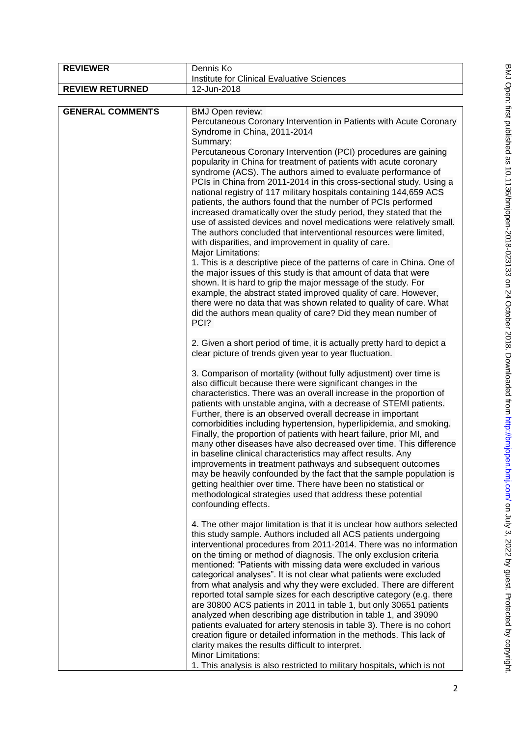| REVIEWER | Dennis Ko<br>Institute for Clinical Evaluative Sciences |
|---|---|
| REVIEW RETURNED | 12-Jun-2018 |

| GENERAL COMMENTS | BMJ Open review:<br>Percutaneous Coronary Intervention in Patients with Acute Coronary Syndrome in China, 2011-2014<br>Summary:<br>Percutaneous Coronary Intervention (PCI) procedures are gaining popularity in China for treatment of patients with acute coronary syndrome (ACS). The authors aimed to evaluate performance of PCIs in China from 2011-2014 in this cross-sectional study. Using a national registry of 117 military hospitals containing 144,659 ACS patients, the authors found that the number of PCIs performed increased dramatically over the study period, they stated that the use of assisted devices and novel medications were relatively small. The authors concluded that interventional resources were limited, with disparities, and improvement in quality of care.<br>Major Limitations:<br>1. This is a descriptive piece of the patterns of care in China. One of the major issues of this study is that amount of data that were shown. It is hard to grip the major message of the study. For example, the abstract stated improved quality of care. However, there were no data that was shown related to quality of care. What did the authors mean quality of care? Did they mean number of PCI?<br><br>2. Given a short period of time, it is actually pretty hard to depict a clear picture of trends given year to year fluctuation.<br><br>3. Comparison of mortality (without fully adjustment) over time is also difficult because there were significant changes in the characteristics. There was an overall increase in the proportion of patients with unstable angina, with a decrease of STEMI patients. Further, there is an observed overall decrease in important comorbidities including hypertension, hyperlipidemia, and smoking. Finally, the proportion of patients with heart failure, prior MI, and many other diseases have also decreased over time. This difference in baseline clinical characteristics may affect results. Any improvements in treatment pathways and subsequent outcomes may be heavily confounded by the fact that the sample population is getting healthier over time. There have been no statistical or methodological strategies used that address these potential confounding effects.<br><br>4. The other major limitation is that it is unclear how authors selected this study sample. Authors included all ACS patients undergoing interventional procedures from 2011-2014. There was no information on the timing or method of diagnosis. The only exclusion criteria mentioned: "Patients with missing data were excluded in various categorical analyses". It is not clear what patients were excluded from what analysis and why they were excluded. There are different reported total sample sizes for each descriptive category (e.g. there are 30800 ACS patients in 2011 in table 1, but only 30651 patients analyzed when describing age distribution in table 1, and 39090 patients evaluated for artery stenosis in table 3). There is no cohort creation figure or detailed information in the methods. This lack of clarity makes the results difficult to interpret.<br>Minor Limitations:<br>1. This analysis is also restricted to military hospitals, which is not |
|---|---|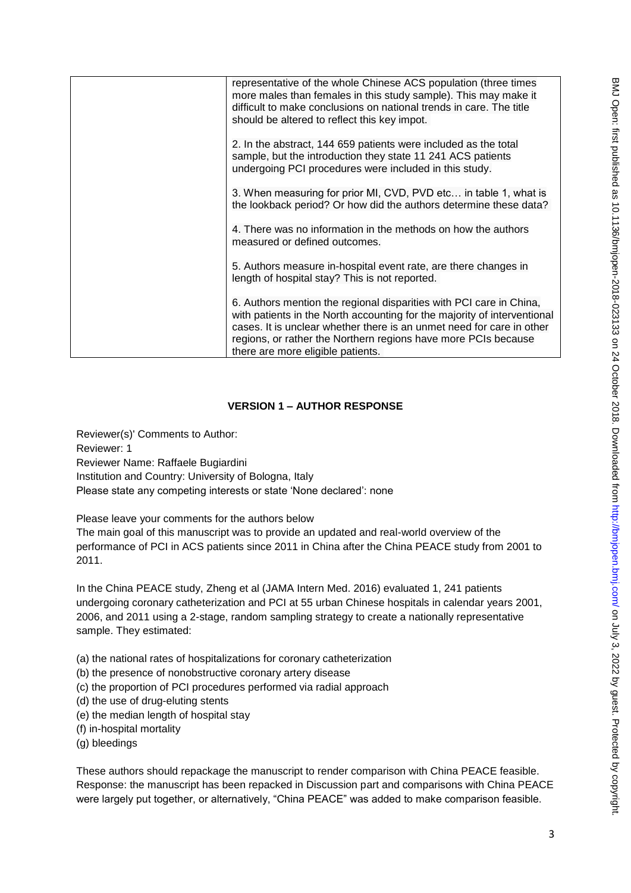| | representative of the whole Chinese ACS population (three times more males than females in this study sample). This may make it difficult to make conclusions on national trends in care. The title should be altered to reflect this key impot.<br><br>2. In the abstract, 144 659 patients were included as the total sample, but the introduction they state 11 241 ACS patients undergoing PCI procedures were included in this study.<br><br>3. When measuring for prior MI, CVD, PVD etc… in table 1, what is the lookback period? Or how did the authors determine these data?<br><br>4. There was no information in the methods on how the authors measured or defined outcomes.<br><br>5. Authors measure in-hospital event rate, are there changes in length of hospital stay? This is not reported.<br><br>6. Authors mention the regional disparities with PCI care in China, with patients in the North accounting for the majority of interventional cases. It is unclear whether there is an unmet need for care in other regions, or rather the Northern regions have more PCIs because there are more eligible patients. |
|---|---|

**VERSION 1 – AUTHOR RESPONSE**

Reviewer(s)' Comments to Author:
Reviewer: 1
Reviewer Name: Raffaele Bugiardini
Institution and Country: University of Bologna, Italy
Please state any competing interests or state 'None declared': none

Please leave your comments for the authors below
The main goal of this manuscript was to provide an updated and real-world overview of the performance of PCI in ACS patients since 2011 in China after the China PEACE study from 2001 to 2011.

In the China PEACE study, Zheng et al (JAMA Intern Med. 2016) evaluated 1, 241 patients undergoing coronary catheterization and PCI at 55 urban Chinese hospitals in calendar years 2001, 2006, and 2011 using a 2-stage, random sampling strategy to create a nationally representative sample. They estimated:

(a) the national rates of hospitalizations for coronary catheterization
(b) the presence of nonobstructive coronary artery disease
(c) the proportion of PCI procedures performed via radial approach
(d) the use of drug-eluting stents
(e) the median length of hospital stay
(f) in-hospital mortality
(g) bleedings

These authors should repackage the manuscript to render comparison with China PEACE feasible.
Response: the manuscript has been repacked in Discussion part and comparisons with China PEACE were largely put together, or alternatively, "China PEACE" was added to make comparison feasible.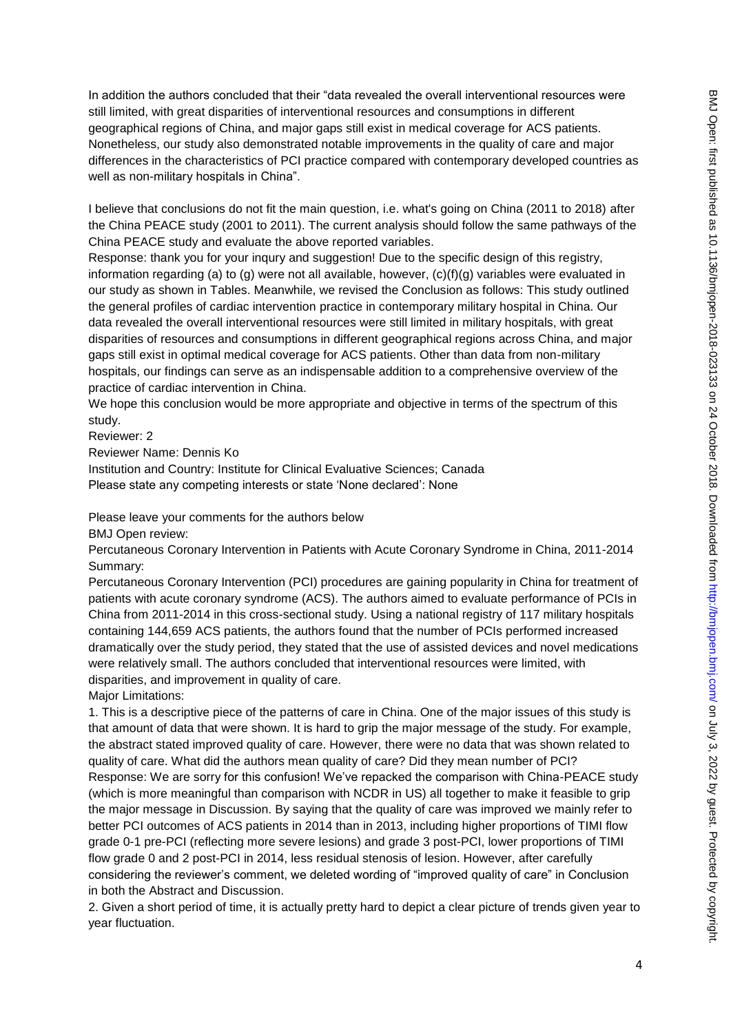In addition the authors concluded that their "data revealed the overall interventional resources were still limited, with great disparities of interventional resources and consumptions in different geographical regions of China, and major gaps still exist in medical coverage for ACS patients. Nonetheless, our study also demonstrated notable improvements in the quality of care and major differences in the characteristics of PCI practice compared with contemporary developed countries as well as non-military hospitals in China".

I believe that conclusions do not fit the main question, i.e. what's going on China (2011 to 2018) after the China PEACE study (2001 to 2011). The current analysis should follow the same pathways of the China PEACE study and evaluate the above reported variables.

Response: thank you for your inqury and suggestion! Due to the specific design of this registry, information regarding (a) to (g) were not all available, however, (c)(f)(g) variables were evaluated in our study as shown in Tables. Meanwhile, we revised the Conclusion as follows: This study outlined the general profiles of cardiac intervention practice in contemporary military hospital in China. Our data revealed the overall interventional resources were still limited in military hospitals, with great disparities of resources and consumptions in different geographical regions across China, and major gaps still exist in optimal medical coverage for ACS patients. Other than data from non-military hospitals, our findings can serve as an indispensable addition to a comprehensive overview of the practice of cardiac intervention in China.

We hope this conclusion would be more appropriate and objective in terms of the spectrum of this study.

Reviewer: 2

Reviewer Name: Dennis Ko

Institution and Country: Institute for Clinical Evaluative Sciences; Canada

Please state any competing interests or state 'None declared': None

Please leave your comments for the authors below

BMJ Open review:

Percutaneous Coronary Intervention in Patients with Acute Coronary Syndrome in China, 2011-2014

Summary:

Percutaneous Coronary Intervention (PCI) procedures are gaining popularity in China for treatment of patients with acute coronary syndrome (ACS). The authors aimed to evaluate performance of PCIs in China from 2011-2014 in this cross-sectional study. Using a national registry of 117 military hospitals containing 144,659 ACS patients, the authors found that the number of PCIs performed increased dramatically over the study period, they stated that the use of assisted devices and novel medications were relatively small. The authors concluded that interventional resources were limited, with disparities, and improvement in quality of care.

Major Limitations:

1. This is a descriptive piece of the patterns of care in China. One of the major issues of this study is that amount of data that were shown. It is hard to grip the major message of the study. For example, the abstract stated improved quality of care. However, there were no data that was shown related to quality of care. What did the authors mean quality of care? Did they mean number of PCI?
Response: We are sorry for this confusion! We've repacked the comparison with China-PEACE study (which is more meaningful than comparison with NCDR in US) all together to make it feasible to grip the major message in Discussion. By saying that the quality of care was improved we mainly refer to better PCI outcomes of ACS patients in 2014 than in 2013, including higher proportions of TIMI flow grade 0-1 pre-PCI (reflecting more severe lesions) and grade 3 post-PCI, lower proportions of TIMI flow grade 0 and 2 post-PCI in 2014, less residual stenosis of lesion. However, after carefully considering the reviewer's comment, we deleted wording of "improved quality of care" in Conclusion in both the Abstract and Discussion.
2. Given a short period of time, it is actually pretty hard to depict a clear picture of trends given year to year fluctuation.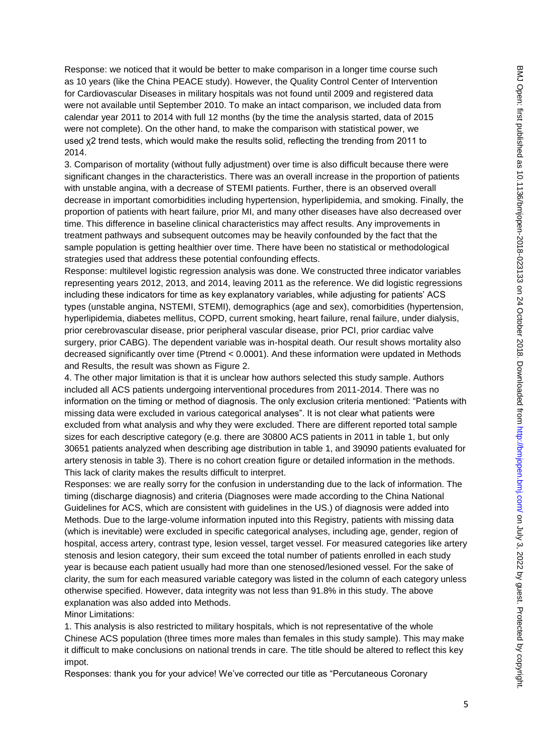Response: we noticed that it would be better to make comparison in a longer time course such as 10 years (like the China PEACE study). However, the Quality Control Center of Intervention for Cardiovascular Diseases in military hospitals was not found until 2009 and registered data were not available until September 2010. To make an intact comparison, we included data from calendar year 2011 to 2014 with full 12 months (by the time the analysis started, data of 2015 were not complete). On the other hand, to make the comparison with statistical power, we used $\chi 2$ trend tests, which would make the results solid, reflecting the trending from 2011 to 2014.

3. Comparison of mortality (without fully adjustment) over time is also difficult because there were significant changes in the characteristics. There was an overall increase in the proportion of patients with unstable angina, with a decrease of STEMI patients. Further, there is an observed overall decrease in important comorbidities including hypertension, hyperlipidemia, and smoking. Finally, the proportion of patients with heart failure, prior MI, and many other diseases have also decreased over time. This difference in baseline clinical characteristics may affect results. Any improvements in treatment pathways and subsequent outcomes may be heavily confounded by the fact that the sample population is getting healthier over time. There have been no statistical or methodological strategies used that address these potential confounding effects.

Response: multilevel logistic regression analysis was done. We constructed three indicator variables representing years 2012, 2013, and 2014, leaving 2011 as the reference. We did logistic regressions including these indicators for time as key explanatory variables, while adjusting for patients' ACS types (unstable angina, NSTEMI, STEMI), demographics (age and sex), comorbidities (hypertension, hyperlipidemia, diabetes mellitus, COPD, current smoking, heart failure, renal failure, under dialysis, prior cerebrovascular disease, prior peripheral vascular disease, prior PCI, prior cardiac valve surgery, prior CABG). The dependent variable was in-hospital death. Our result shows mortality also decreased significantly over time ($P_{trend} < 0.0001$). And these information were updated in Methods and Results, the result was shown as Figure 2.

4. The other major limitation is that it is unclear how authors selected this study sample. Authors included all ACS patients undergoing interventional procedures from 2011-2014. There was no information on the timing or method of diagnosis. The only exclusion criteria mentioned: "Patients with missing data were excluded in various categorical analyses". It is not clear what patients were excluded from what analysis and why they were excluded. There are different reported total sample sizes for each descriptive category (e.g. there are 30800 ACS patients in 2011 in table 1, but only 30651 patients analyzed when describing age distribution in table 1, and 39090 patients evaluated for artery stenosis in table 3). There is no cohort creation figure or detailed information in the methods. This lack of clarity makes the results difficult to interpret.

Responses: we are really sorry for the confusion in understanding due to the lack of information. The timing (discharge diagnosis) and criteria (Diagnoses were made according to the China National Guidelines for ACS, which are consistent with guidelines in the US.) of diagnosis were added into Methods. Due to the large-volume information inputed into this Registry, patients with missing data (which is inevitable) were excluded in specific categorical analyses, including age, gender, region of hospital, access artery, contrast type, lesion vessel, target vessel. For measured categories like artery stenosis and lesion category, their sum exceed the total number of patients enrolled in each study year is because each patient usually had more than one stenosed/lesioned vessel. For the sake of clarity, the sum for each measured variable category was listed in the column of each category unless otherwise specified. However, data integrity was not less than 91.8% in this study. The above explanation was also added into Methods.

Minor Limitations:

1. This analysis is also restricted to military hospitals, which is not representative of the whole Chinese ACS population (three times more males than females in this study sample). This may make it difficult to make conclusions on national trends in care. The title should be altered to reflect this key impot.

Responses: thank you for your advice! We've corrected our title as "Percutaneous Coronary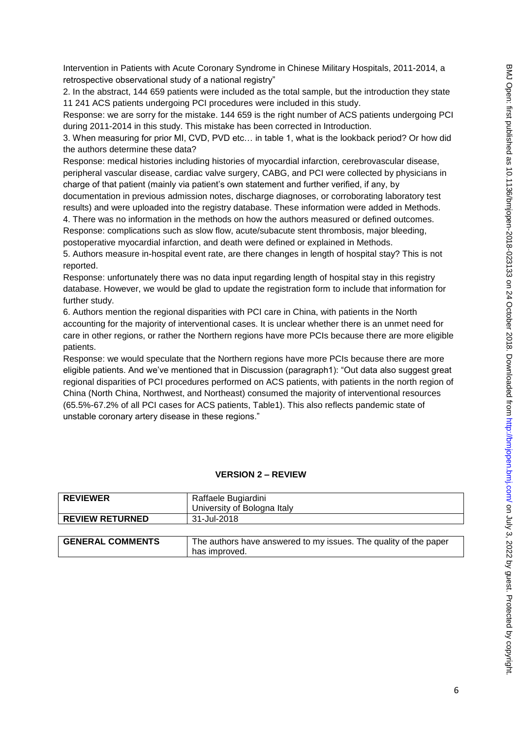Intervention in Patients with Acute Coronary Syndrome in Chinese Military Hospitals, 2011-2014, a retrospective observational study of a national registry"

2. In the abstract, 144 659 patients were included as the total sample, but the introduction they state 11 241 ACS patients undergoing PCI procedures were included in this study.

Response: we are sorry for the mistake. 144 659 is the right number of ACS patients undergoing PCI during 2011-2014 in this study. This mistake has been corrected in Introduction.

3. When measuring for prior MI, CVD, PVD etc… in table 1, what is the lookback period? Or how did the authors determine these data?

Response: medical histories including histories of myocardial infarction, cerebrovascular disease, peripheral vascular disease, cardiac valve surgery, CABG, and PCI were collected by physicians in charge of that patient (mainly via patient's own statement and further verified, if any, by documentation in previous admission notes, discharge diagnoses, or corroborating laboratory test results) and were uploaded into the registry database. These information were added in Methods.

4. There was no information in the methods on how the authors measured or defined outcomes.

Response: complications such as slow flow, acute/subacute stent thrombosis, major bleeding, postoperative myocardial infarction, and death were defined or explained in Methods.

5. Authors measure in-hospital event rate, are there changes in length of hospital stay? This is not reported.

Response: unfortunately there was no data input regarding length of hospital stay in this registry database. However, we would be glad to update the registration form to include that information for further study.

6. Authors mention the regional disparities with PCI care in China, with patients in the North accounting for the majority of interventional cases. It is unclear whether there is an unmet need for care in other regions, or rather the Northern regions have more PCIs because there are more eligible patients.

Response: we would speculate that the Northern regions have more PCIs because there are more eligible patients. And we've mentioned that in Discussion (paragraph1): "Out data also suggest great regional disparities of PCI procedures performed on ACS patients, with patients in the north region of China (North China, Northwest, and Northeast) consumed the majority of interventional resources (65.5%-67.2% of all PCI cases for ACS patients, Table1). This also reflects pandemic state of unstable coronary artery disease in these regions."

## VERSION 2 – REVIEW

| | |
|---|---|
| **REVIEWER** | Raffaele Bugiardini<br>University of Bologna Italy |
| **REVIEW RETURNED** | 31-Jul-2018 |

| | |
|---|---|
| **GENERAL COMMENTS** | The authors have answered to my issues. The quality of the paper has improved. |